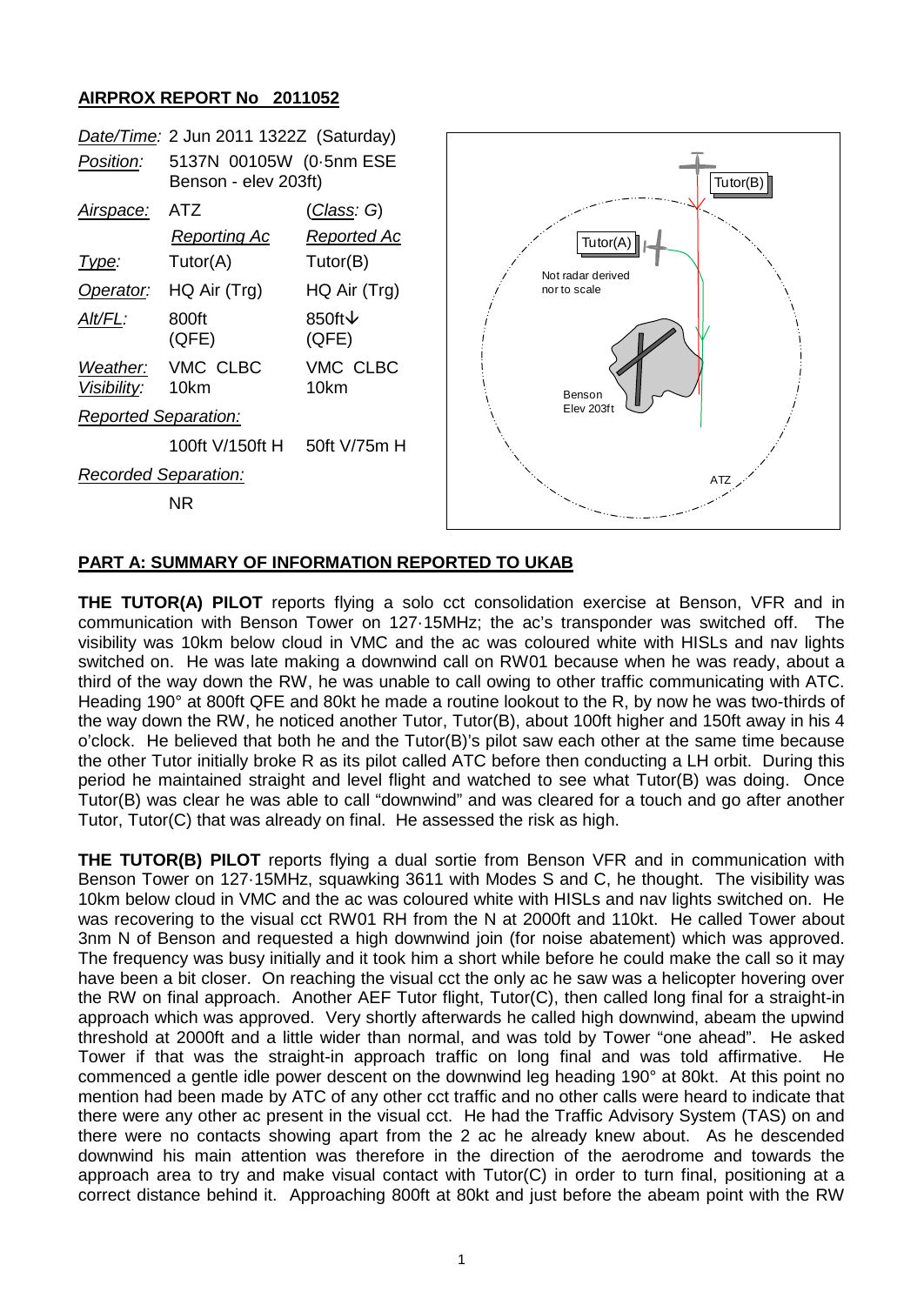## AIRPROX REPORT No 2011052

| | | |
|---|---|---|
| *Date/Time:* | 2 Jun 2011 1322Z (Saturday) | |
| *Position:* | 5137N 00105W (0·5nm ESE Benson - elev 203ft) | |
| *Airspace:* | ATZ | (*Class*: G) |
| | *Reporting Ac* | *Reported Ac* |
| *Type:* | Tutor(A) | Tutor(B) |
| *Operator:* | HQ Air (Trg) | HQ Air (Trg) |
| *Alt/FL:* | 800ft (QFE) | 850ft↓ (QFE) |
| *Weather:* | VMC CLBC | VMC CLBC |
| *Visibility:* | 10km | 10km |
| *Reported Separation:* | | |
| | 100ft V/150ft H | 50ft V/75m H |
| *Recorded Separation:* | | |
| | NR | |

Tutor(B)
Tutor(A)
Not radar derived nor to scale
Benson Elev 203ft
ATZ

### PART A: SUMMARY OF INFORMATION REPORTED TO UKAB

**THE TUTOR(A) PILOT** reports flying a solo cct consolidation exercise at Benson, VFR and in communication with Benson Tower on 127·15MHz; the ac's transponder was switched off. The visibility was 10km below cloud in VMC and the ac was coloured white with HISLs and nav lights switched on. He was late making a downwind call on RW01 because when he was ready, about a third of the way down the RW, he was unable to call owing to other traffic communicating with ATC. Heading 190° at 800ft QFE and 80kt he made a routine lookout to the R, by now he was two-thirds of the way down the RW, he noticed another Tutor, Tutor(B), about 100ft higher and 150ft away in his 4 o'clock. He believed that both he and the Tutor(B)'s pilot saw each other at the same time because the other Tutor initially broke R as its pilot called ATC before then conducting a LH orbit. During this period he maintained straight and level flight and watched to see what Tutor(B) was doing. Once Tutor(B) was clear he was able to call "downwind" and was cleared for a touch and go after another Tutor, Tutor(C) that was already on final. He assessed the risk as high.

**THE TUTOR(B) PILOT** reports flying a dual sortie from Benson VFR and in communication with Benson Tower on 127·15MHz, squawking 3611 with Modes S and C, he thought. The visibility was 10km below cloud in VMC and the ac was coloured white with HISLs and nav lights switched on. He was recovering to the visual cct RW01 RH from the N at 2000ft and 110kt. He called Tower about 3nm N of Benson and requested a high downwind join (for noise abatement) which was approved. The frequency was busy initially and it took him a short while before he could make the call so it may have been a bit closer. On reaching the visual cct the only ac he saw was a helicopter hovering over the RW on final approach. Another AEF Tutor flight, Tutor(C), then called long final for a straight-in approach which was approved. Very shortly afterwards he called high downwind, abeam the upwind threshold at 2000ft and a little wider than normal, and was told by Tower "one ahead". He asked Tower if that was the straight-in approach traffic on long final and was told affirmative. He commenced a gentle idle power descent on the downwind leg heading 190° at 80kt. At this point no mention had been made by ATC of any other cct traffic and no other calls were heard to indicate that there were any other ac present in the visual cct. He had the Traffic Advisory System (TAS) on and there were no contacts showing apart from the 2 ac he already knew about. As he descended downwind his main attention was therefore in the direction of the aerodrome and towards the approach area to try and make visual contact with Tutor(C) in order to turn final, positioning at a correct distance behind it. Approaching 800ft at 80kt and just before the abeam point with the RW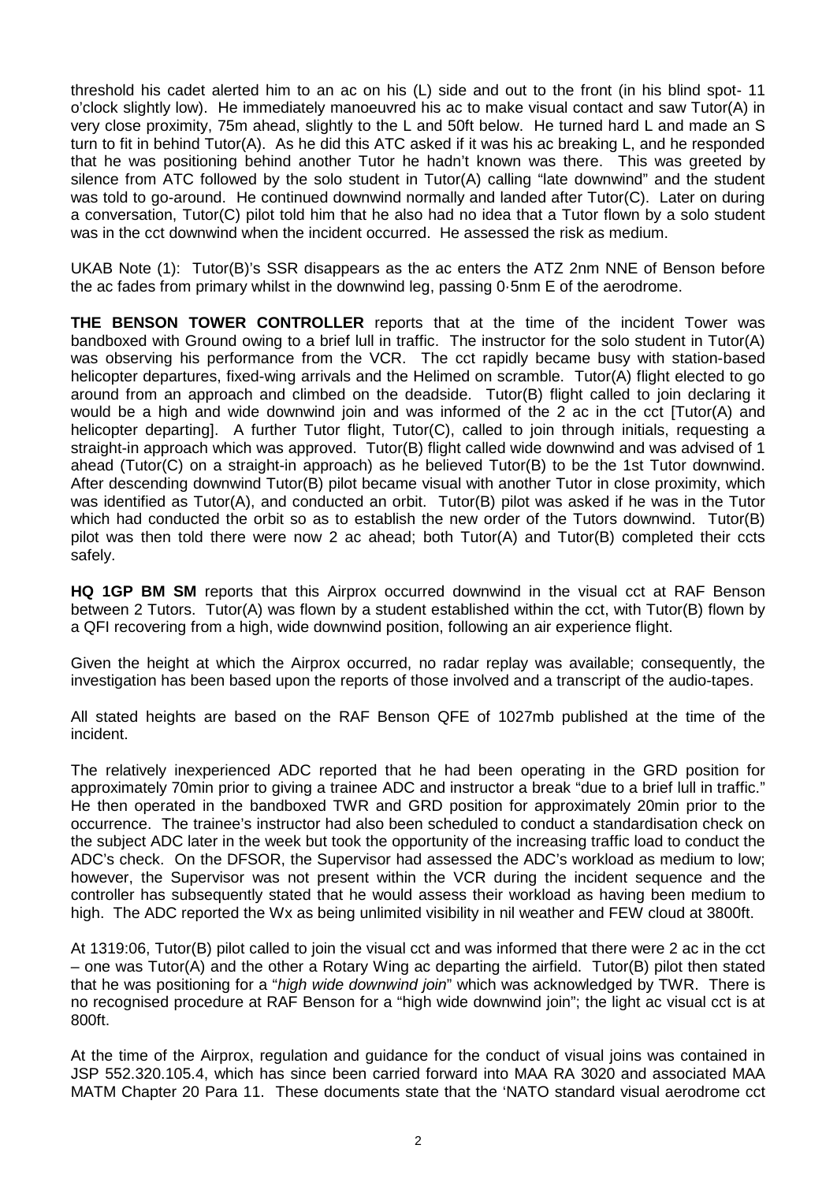threshold his cadet alerted him to an ac on his (L) side and out to the front (in his blind spot- 11 o'clock slightly low). He immediately manoeuvred his ac to make visual contact and saw Tutor(A) in very close proximity, 75m ahead, slightly to the L and 50ft below. He turned hard L and made an S turn to fit in behind Tutor(A). As he did this ATC asked if it was his ac breaking L, and he responded that he was positioning behind another Tutor he hadn't known was there. This was greeted by silence from ATC followed by the solo student in Tutor(A) calling "late downwind" and the student was told to go-around. He continued downwind normally and landed after Tutor(C). Later on during a conversation, Tutor(C) pilot told him that he also had no idea that a Tutor flown by a solo student was in the cct downwind when the incident occurred. He assessed the risk as medium.

UKAB Note (1): Tutor(B)'s SSR disappears as the ac enters the ATZ 2nm NNE of Benson before the ac fades from primary whilst in the downwind leg, passing 0·5nm E of the aerodrome.

**THE BENSON TOWER CONTROLLER** reports that at the time of the incident Tower was bandboxed with Ground owing to a brief lull in traffic. The instructor for the solo student in Tutor(A) was observing his performance from the VCR. The cct rapidly became busy with station-based helicopter departures, fixed-wing arrivals and the Helimed on scramble. Tutor(A) flight elected to go around from an approach and climbed on the deadside. Tutor(B) flight called to join declaring it would be a high and wide downwind join and was informed of the 2 ac in the cct [Tutor(A) and helicopter departing]. A further Tutor flight, Tutor(C), called to join through initials, requesting a straight-in approach which was approved. Tutor(B) flight called wide downwind and was advised of 1 ahead (Tutor(C) on a straight-in approach) as he believed Tutor(B) to be the 1st Tutor downwind. After descending downwind Tutor(B) pilot became visual with another Tutor in close proximity, which was identified as Tutor(A), and conducted an orbit. Tutor(B) pilot was asked if he was in the Tutor which had conducted the orbit so as to establish the new order of the Tutors downwind. Tutor(B) pilot was then told there were now 2 ac ahead; both Tutor(A) and Tutor(B) completed their ccts safely.

**HQ 1GP BM SM** reports that this Airprox occurred downwind in the visual cct at RAF Benson between 2 Tutors. Tutor(A) was flown by a student established within the cct, with Tutor(B) flown by a QFI recovering from a high, wide downwind position, following an air experience flight.

Given the height at which the Airprox occurred, no radar replay was available; consequently, the investigation has been based upon the reports of those involved and a transcript of the audio-tapes.

All stated heights are based on the RAF Benson QFE of 1027mb published at the time of the incident.

The relatively inexperienced ADC reported that he had been operating in the GRD position for approximately 70min prior to giving a trainee ADC and instructor a break "due to a brief lull in traffic." He then operated in the bandboxed TWR and GRD position for approximately 20min prior to the occurrence. The trainee's instructor had also been scheduled to conduct a standardisation check on the subject ADC later in the week but took the opportunity of the increasing traffic load to conduct the ADC's check. On the DFSOR, the Supervisor had assessed the ADC's workload as medium to low; however, the Supervisor was not present within the VCR during the incident sequence and the controller has subsequently stated that he would assess their workload as having been medium to high. The ADC reported the Wx as being unlimited visibility in nil weather and FEW cloud at 3800ft.

At 1319:06, Tutor(B) pilot called to join the visual cct and was informed that there were 2 ac in the cct – one was Tutor(A) and the other a Rotary Wing ac departing the airfield. Tutor(B) pilot then stated that he was positioning for a "*high wide downwind join*" which was acknowledged by TWR. There is no recognised procedure at RAF Benson for a "high wide downwind join"; the light ac visual cct is at 800ft.

At the time of the Airprox, regulation and guidance for the conduct of visual joins was contained in JSP 552.320.105.4, which has since been carried forward into MAA RA 3020 and associated MAA MATM Chapter 20 Para 11. These documents state that the 'NATO standard visual aerodrome cct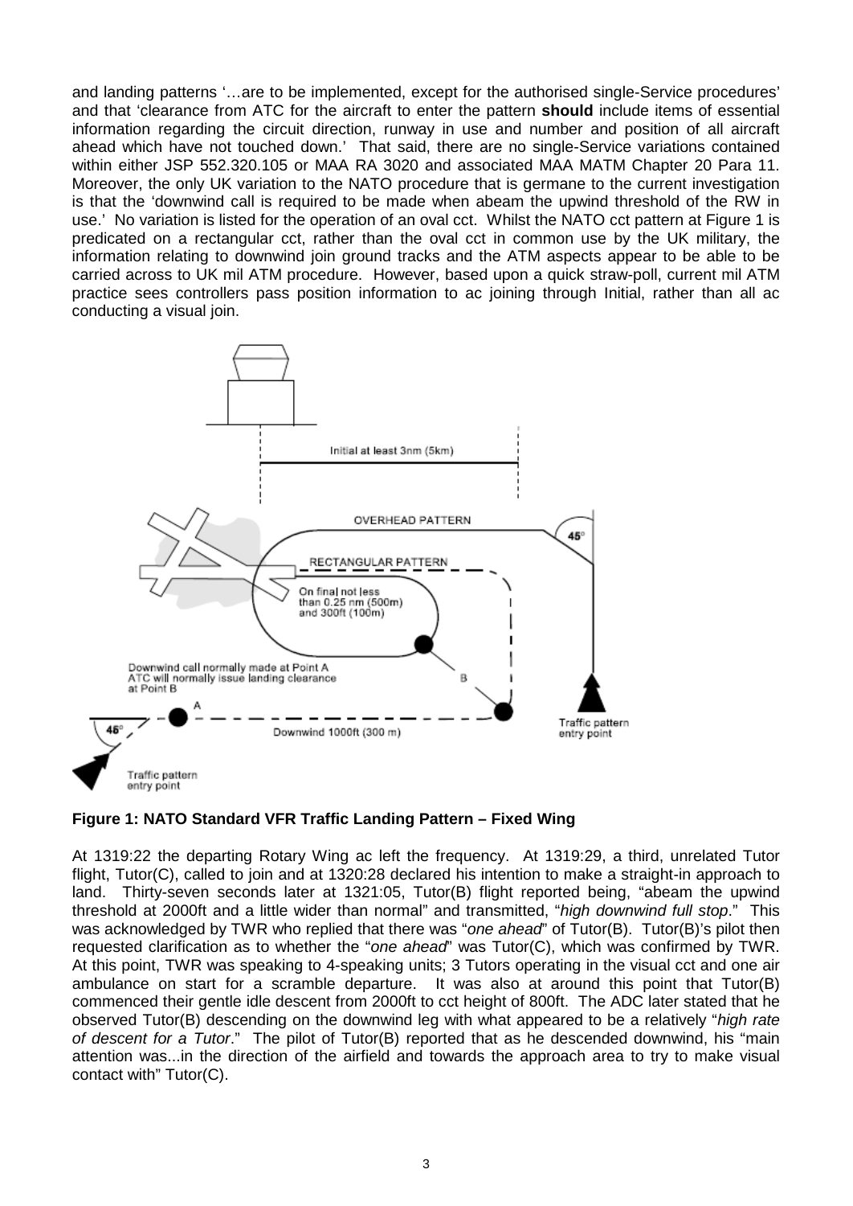and landing patterns '…are to be implemented, except for the authorised single-Service procedures' and that 'clearance from ATC for the aircraft to enter the pattern **should** include items of essential information regarding the circuit direction, runway in use and number and position of all aircraft ahead which have not touched down.' That said, there are no single-Service variations contained within either JSP 552.320.105 or MAA RA 3020 and associated MAA MATM Chapter 20 Para 11. Moreover, the only UK variation to the NATO procedure that is germane to the current investigation is that the 'downwind call is required to be made when abeam the upwind threshold of the RW in use.' No variation is listed for the operation of an oval cct. Whilst the NATO cct pattern at Figure 1 is predicated on a rectangular cct, rather than the oval cct in common use by the UK military, the information relating to downwind join ground tracks and the ATM aspects appear to be able to be carried across to UK mil ATM procedure. However, based upon a quick straw-poll, current mil ATM practice sees controllers pass position information to ac joining through Initial, rather than all ac conducting a visual join.

**Figure 1: NATO Standard VFR Traffic Landing Pattern – Fixed Wing**

At 1319:22 the departing Rotary Wing ac left the frequency. At 1319:29, a third, unrelated Tutor flight, Tutor(C), called to join and at 1320:28 declared his intention to make a straight-in approach to land. Thirty-seven seconds later at 1321:05, Tutor(B) flight reported being, "abeam the upwind threshold at 2000ft and a little wider than normal" and transmitted, "*high downwind full stop*." This was acknowledged by TWR who replied that there was "*one ahead*" of Tutor(B). Tutor(B)'s pilot then requested clarification as to whether the "*one ahead*" was Tutor(C), which was confirmed by TWR. At this point, TWR was speaking to 4-speaking units; 3 Tutors operating in the visual cct and one air ambulance on start for a scramble departure. It was also at around this point that Tutor(B) commenced their gentle idle descent from 2000ft to cct height of 800ft. The ADC later stated that he observed Tutor(B) descending on the downwind leg with what appeared to be a relatively "*high rate of descent for a Tutor*." The pilot of Tutor(B) reported that as he descended downwind, his "main attention was...in the direction of the airfield and towards the approach area to try to make visual contact with" Tutor(C).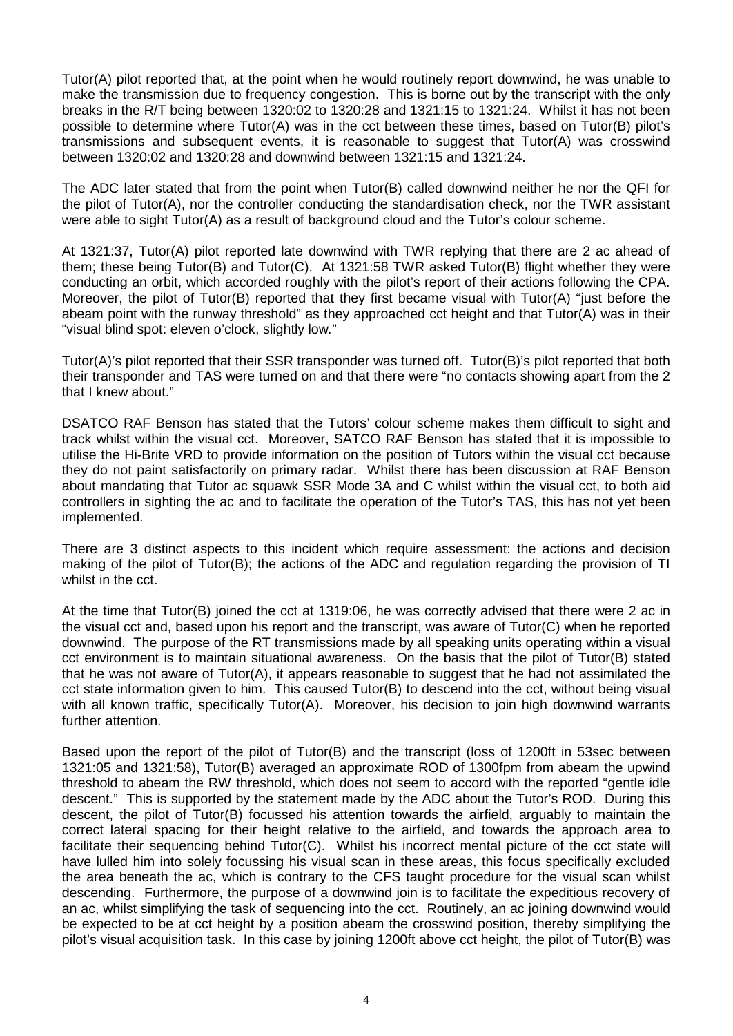Tutor(A) pilot reported that, at the point when he would routinely report downwind, he was unable to make the transmission due to frequency congestion. This is borne out by the transcript with the only breaks in the R/T being between 1320:02 to 1320:28 and 1321:15 to 1321:24. Whilst it has not been possible to determine where Tutor(A) was in the cct between these times, based on Tutor(B) pilot's transmissions and subsequent events, it is reasonable to suggest that Tutor(A) was crosswind between 1320:02 and 1320:28 and downwind between 1321:15 and 1321:24.

The ADC later stated that from the point when Tutor(B) called downwind neither he nor the QFI for the pilot of Tutor(A), nor the controller conducting the standardisation check, nor the TWR assistant were able to sight Tutor(A) as a result of background cloud and the Tutor's colour scheme.

At 1321:37, Tutor(A) pilot reported late downwind with TWR replying that there are 2 ac ahead of them; these being Tutor(B) and Tutor(C). At 1321:58 TWR asked Tutor(B) flight whether they were conducting an orbit, which accorded roughly with the pilot's report of their actions following the CPA. Moreover, the pilot of Tutor(B) reported that they first became visual with Tutor(A) "just before the abeam point with the runway threshold" as they approached cct height and that Tutor(A) was in their "visual blind spot: eleven o'clock, slightly low."

Tutor(A)'s pilot reported that their SSR transponder was turned off. Tutor(B)'s pilot reported that both their transponder and TAS were turned on and that there were "no contacts showing apart from the 2 that I knew about."

DSATCO RAF Benson has stated that the Tutors' colour scheme makes them difficult to sight and track whilst within the visual cct. Moreover, SATCO RAF Benson has stated that it is impossible to utilise the Hi-Brite VRD to provide information on the position of Tutors within the visual cct because they do not paint satisfactorily on primary radar. Whilst there has been discussion at RAF Benson about mandating that Tutor ac squawk SSR Mode 3A and C whilst within the visual cct, to both aid controllers in sighting the ac and to facilitate the operation of the Tutor's TAS, this has not yet been implemented.

There are 3 distinct aspects to this incident which require assessment: the actions and decision making of the pilot of Tutor(B); the actions of the ADC and regulation regarding the provision of TI whilst in the cct.

At the time that Tutor(B) joined the cct at 1319:06, he was correctly advised that there were 2 ac in the visual cct and, based upon his report and the transcript, was aware of Tutor(C) when he reported downwind. The purpose of the RT transmissions made by all speaking units operating within a visual cct environment is to maintain situational awareness. On the basis that the pilot of Tutor(B) stated that he was not aware of Tutor(A), it appears reasonable to suggest that he had not assimilated the cct state information given to him. This caused Tutor(B) to descend into the cct, without being visual with all known traffic, specifically Tutor(A). Moreover, his decision to join high downwind warrants further attention.

Based upon the report of the pilot of Tutor(B) and the transcript (loss of 1200ft in 53sec between 1321:05 and 1321:58), Tutor(B) averaged an approximate ROD of 1300fpm from abeam the upwind threshold to abeam the RW threshold, which does not seem to accord with the reported "gentle idle descent." This is supported by the statement made by the ADC about the Tutor's ROD. During this descent, the pilot of Tutor(B) focussed his attention towards the airfield, arguably to maintain the correct lateral spacing for their height relative to the airfield, and towards the approach area to facilitate their sequencing behind Tutor(C). Whilst his incorrect mental picture of the cct state will have lulled him into solely focussing his visual scan in these areas, this focus specifically excluded the area beneath the ac, which is contrary to the CFS taught procedure for the visual scan whilst descending. Furthermore, the purpose of a downwind join is to facilitate the expeditious recovery of an ac, whilst simplifying the task of sequencing into the cct. Routinely, an ac joining downwind would be expected to be at cct height by a position abeam the crosswind position, thereby simplifying the pilot's visual acquisition task. In this case by joining 1200ft above cct height, the pilot of Tutor(B) was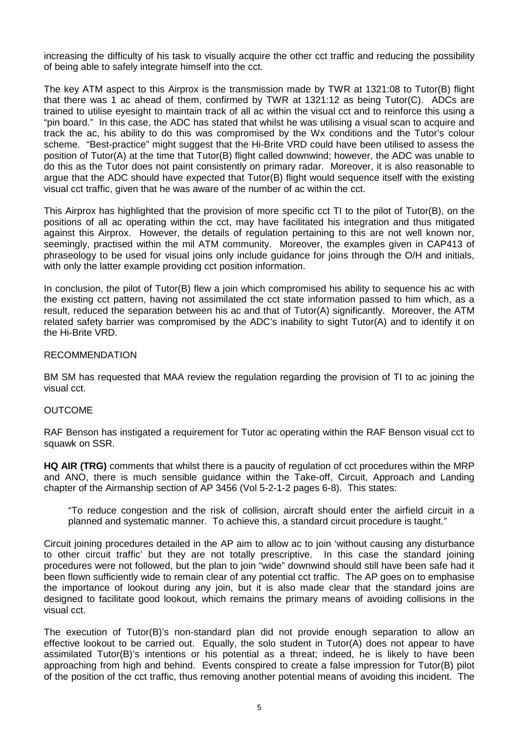increasing the difficulty of his task to visually acquire the other cct traffic and reducing the possibility of being able to safely integrate himself into the cct.

The key ATM aspect to this Airprox is the transmission made by TWR at 1321:08 to Tutor(B) flight that there was 1 ac ahead of them, confirmed by TWR at 1321:12 as being Tutor(C). ADCs are trained to utilise eyesight to maintain track of all ac within the visual cct and to reinforce this using a "pin board." In this case, the ADC has stated that whilst he was utilising a visual scan to acquire and track the ac, his ability to do this was compromised by the Wx conditions and the Tutor's colour scheme. "Best-practice" might suggest that the Hi-Brite VRD could have been utilised to assess the position of Tutor(A) at the time that Tutor(B) flight called downwind; however, the ADC was unable to do this as the Tutor does not paint consistently on primary radar. Moreover, it is also reasonable to argue that the ADC should have expected that Tutor(B) flight would sequence itself with the existing visual cct traffic, given that he was aware of the number of ac within the cct.

This Airprox has highlighted that the provision of more specific cct TI to the pilot of Tutor(B), on the positions of all ac operating within the cct, may have facilitated his integration and thus mitigated against this Airprox. However, the details of regulation pertaining to this are not well known nor, seemingly, practised within the mil ATM community. Moreover, the examples given in CAP413 of phraseology to be used for visual joins only include guidance for joins through the O/H and initials, with only the latter example providing cct position information.

In conclusion, the pilot of Tutor(B) flew a join which compromised his ability to sequence his ac with the existing cct pattern, having not assimilated the cct state information passed to him which, as a result, reduced the separation between his ac and that of Tutor(A) significantly. Moreover, the ATM related safety barrier was compromised by the ADC's inability to sight Tutor(A) and to identify it on the Hi-Brite VRD.

RECOMMENDATION

BM SM has requested that MAA review the regulation regarding the provision of TI to ac joining the visual cct.

OUTCOME

RAF Benson has instigated a requirement for Tutor ac operating within the RAF Benson visual cct to squawk on SSR.

**HQ AIR (TRG)** comments that whilst there is a paucity of regulation of cct procedures within the MRP and ANO, there is much sensible guidance within the Take-off, Circuit, Approach and Landing chapter of the Airmanship section of AP 3456 (Vol 5-2-1-2 pages 6-8). This states:

> "To reduce congestion and the risk of collision, aircraft should enter the airfield circuit in a planned and systematic manner. To achieve this, a standard circuit procedure is taught."

Circuit joining procedures detailed in the AP aim to allow ac to join 'without causing any disturbance to other circuit traffic' but they are not totally prescriptive. In this case the standard joining procedures were not followed, but the plan to join "wide" downwind should still have been safe had it been flown sufficiently wide to remain clear of any potential cct traffic. The AP goes on to emphasise the importance of lookout during any join, but it is also made clear that the standard joins are designed to facilitate good lookout, which remains the primary means of avoiding collisions in the visual cct.

The execution of Tutor(B)'s non-standard plan did not provide enough separation to allow an effective lookout to be carried out. Equally, the solo student in Tutor(A) does not appear to have assimilated Tutor(B)'s intentions or his potential as a threat; indeed, he is likely to have been approaching from high and behind. Events conspired to create a false impression for Tutor(B) pilot of the position of the cct traffic, thus removing another potential means of avoiding this incident. The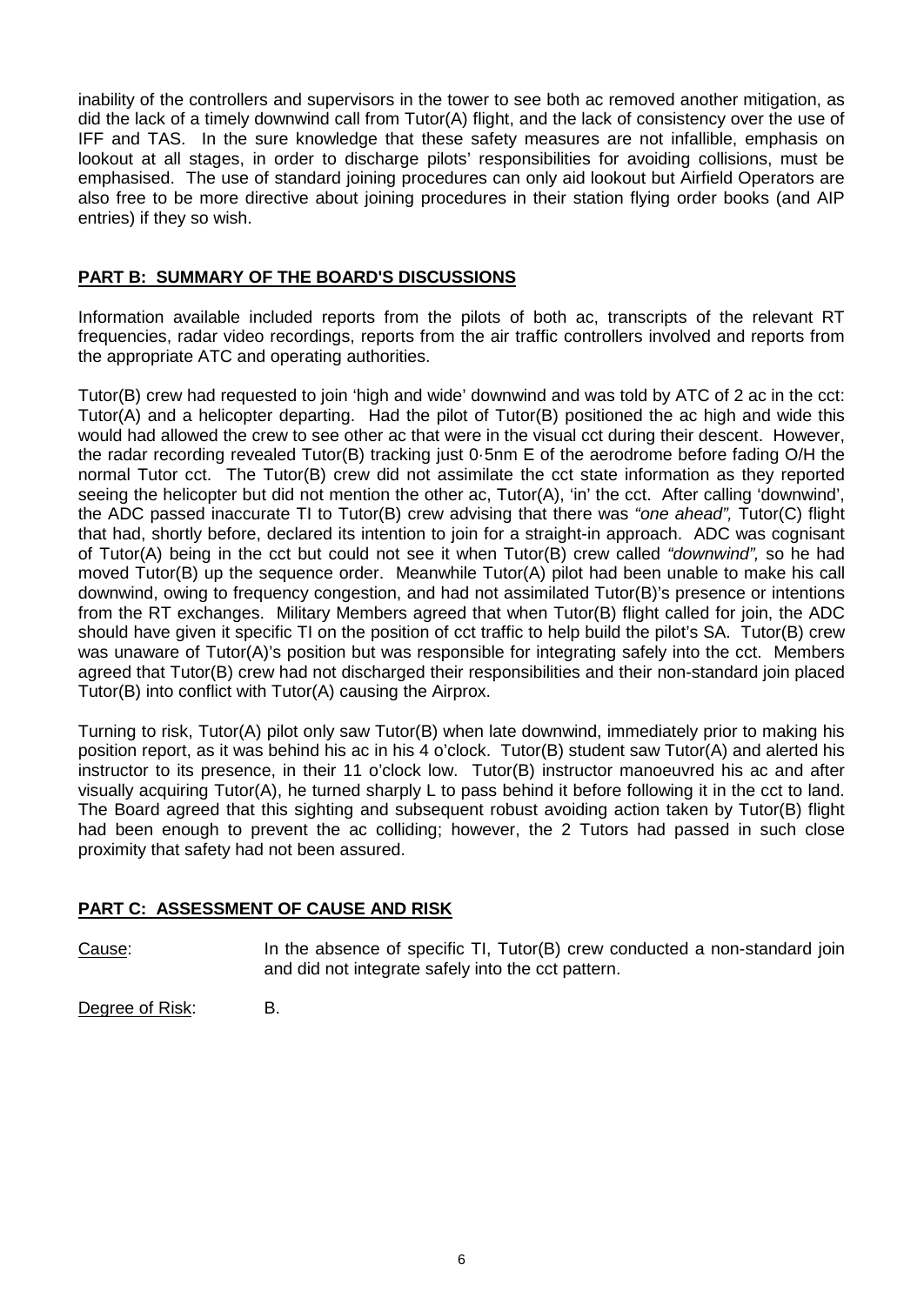inability of the controllers and supervisors in the tower to see both ac removed another mitigation, as did the lack of a timely downwind call from Tutor(A) flight, and the lack of consistency over the use of IFF and TAS. In the sure knowledge that these safety measures are not infallible, emphasis on lookout at all stages, in order to discharge pilots' responsibilities for avoiding collisions, must be emphasised. The use of standard joining procedures can only aid lookout but Airfield Operators are also free to be more directive about joining procedures in their station flying order books (and AIP entries) if they so wish.

## PART B: SUMMARY OF THE BOARD'S DISCUSSIONS

Information available included reports from the pilots of both ac, transcripts of the relevant RT frequencies, radar video recordings, reports from the air traffic controllers involved and reports from the appropriate ATC and operating authorities.

Tutor(B) crew had requested to join 'high and wide' downwind and was told by ATC of 2 ac in the cct: Tutor(A) and a helicopter departing. Had the pilot of Tutor(B) positioned the ac high and wide this would had allowed the crew to see other ac that were in the visual cct during their descent. However, the radar recording revealed Tutor(B) tracking just 0·5nm E of the aerodrome before fading O/H the normal Tutor cct. The Tutor(B) crew did not assimilate the cct state information as they reported seeing the helicopter but did not mention the other ac, Tutor(A), 'in' the cct. After calling 'downwind', the ADC passed inaccurate TI to Tutor(B) crew advising that there was *"one ahead",* Tutor(C) flight that had, shortly before, declared its intention to join for a straight-in approach. ADC was cognisant of Tutor(A) being in the cct but could not see it when Tutor(B) crew called *"downwind",* so he had moved Tutor(B) up the sequence order. Meanwhile Tutor(A) pilot had been unable to make his call downwind, owing to frequency congestion, and had not assimilated Tutor(B)'s presence or intentions from the RT exchanges. Military Members agreed that when Tutor(B) flight called for join, the ADC should have given it specific TI on the position of cct traffic to help build the pilot's SA. Tutor(B) crew was unaware of Tutor(A)'s position but was responsible for integrating safely into the cct. Members agreed that Tutor(B) crew had not discharged their responsibilities and their non-standard join placed Tutor(B) into conflict with Tutor(A) causing the Airprox.

Turning to risk, Tutor(A) pilot only saw Tutor(B) when late downwind, immediately prior to making his position report, as it was behind his ac in his 4 o'clock. Tutor(B) student saw Tutor(A) and alerted his instructor to its presence, in their 11 o'clock low. Tutor(B) instructor manoeuvred his ac and after visually acquiring Tutor(A), he turned sharply L to pass behind it before following it in the cct to land. The Board agreed that this sighting and subsequent robust avoiding action taken by Tutor(B) flight had been enough to prevent the ac colliding; however, the 2 Tutors had passed in such close proximity that safety had not been assured.

## PART C: ASSESSMENT OF CAUSE AND RISK

Cause: In the absence of specific TI, Tutor(B) crew conducted a non-standard join and did not integrate safely into the cct pattern.

Degree of Risk: B.